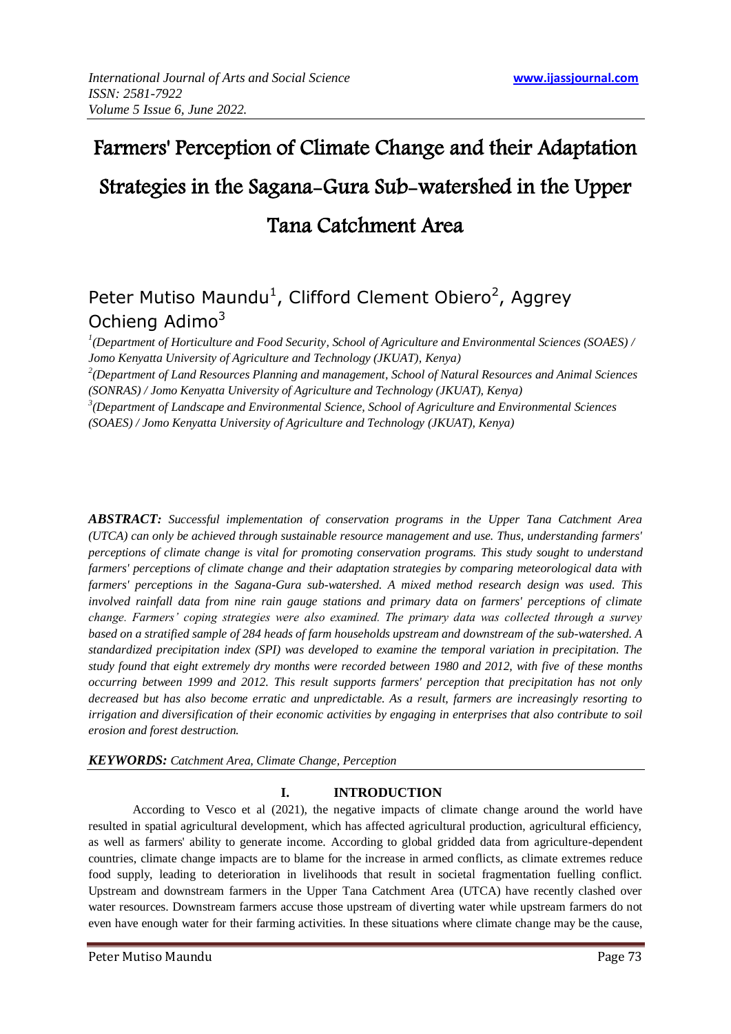# Farmers' Perception of Climate Change and their Adaptation Strategies in the Sagana-Gura Sub-watershed in the Upper Tana Catchment Area

Peter Mutiso Maundu[1], Clifford Clement Obiero[2], Aggrey Ochieng Adimo[3]

[1](Department of Horticulture and Food Security, School of Agriculture and Environmental Sciences (SOAES) / Jomo Kenyatta University of Agriculture and Technology (JKUAT), Kenya)

[2](Department of Land Resources Planning and management, School of Natural Resources and Animal Sciences (SONRAS) / Jomo Kenyatta University of Agriculture and Technology (JKUAT), Kenya)

[3](Department of Landscape and Environmental Science, School of Agriculture and Environmental Sciences (SOAES) / Jomo Kenyatta University of Agriculture and Technology (JKUAT), Kenya)

***ABSTRACT:*** *Successful implementation of conservation programs in the Upper Tana Catchment Area (UTCA) can only be achieved through sustainable resource management and use. Thus, understanding farmers' perceptions of climate change is vital for promoting conservation programs. This study sought to understand farmers' perceptions of climate change and their adaptation strategies by comparing meteorological data with farmers' perceptions in the Sagana-Gura sub-watershed. A mixed method research design was used. This involved rainfall data from nine rain gauge stations and primary data on farmers' perceptions of climate change. Farmers' coping strategies were also examined. The primary data was collected through a survey based on a stratified sample of 284 heads of farm households upstream and downstream of the sub-watershed. A standardized precipitation index (SPI) was developed to examine the temporal variation in precipitation. The study found that eight extremely dry months were recorded between 1980 and 2012, with five of these months occurring between 1999 and 2012. This result supports farmers' perception that precipitation has not only decreased but has also become erratic and unpredictable. As a result, farmers are increasingly resorting to irrigation and diversification of their economic activities by engaging in enterprises that also contribute to soil erosion and forest destruction.*

***KEYWORDS:*** *Catchment Area, Climate Change, Perception*

## I. INTRODUCTION

According to Vesco et al (2021), the negative impacts of climate change around the world have resulted in spatial agricultural development, which has affected agricultural production, agricultural efficiency, as well as farmers' ability to generate income. According to global gridded data from agriculture-dependent countries, climate change impacts are to blame for the increase in armed conflicts, as climate extremes reduce food supply, leading to deterioration in livelihoods that result in societal fragmentation fuelling conflict. Upstream and downstream farmers in the Upper Tana Catchment Area (UTCA) have recently clashed over water resources. Downstream farmers accuse those upstream of diverting water while upstream farmers do not even have enough water for their farming activities. In these situations where climate change may be the cause,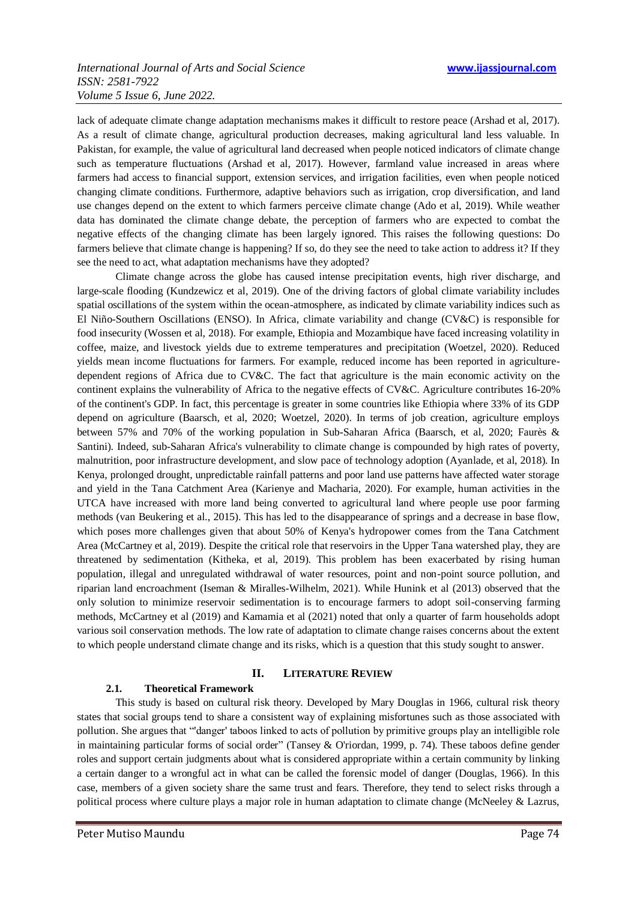lack of adequate climate change adaptation mechanisms makes it difficult to restore peace (Arshad et al, 2017). As a result of climate change, agricultural production decreases, making agricultural land less valuable. In Pakistan, for example, the value of agricultural land decreased when people noticed indicators of climate change such as temperature fluctuations (Arshad et al, 2017). However, farmland value increased in areas where farmers had access to financial support, extension services, and irrigation facilities, even when people noticed changing climate conditions. Furthermore, adaptive behaviors such as irrigation, crop diversification, and land use changes depend on the extent to which farmers perceive climate change (Ado et al, 2019). While weather data has dominated the climate change debate, the perception of farmers who are expected to combat the negative effects of the changing climate has been largely ignored. This raises the following questions: Do farmers believe that climate change is happening? If so, do they see the need to take action to address it? If they see the need to act, what adaptation mechanisms have they adopted?

Climate change across the globe has caused intense precipitation events, high river discharge, and large-scale flooding (Kundzewicz et al, 2019). One of the driving factors of global climate variability includes spatial oscillations of the system within the ocean-atmosphere, as indicated by climate variability indices such as El Niño-Southern Oscillations (ENSO). In Africa, climate variability and change (CV&C) is responsible for food insecurity (Wossen et al, 2018). For example, Ethiopia and Mozambique have faced increasing volatility in coffee, maize, and livestock yields due to extreme temperatures and precipitation (Woetzel, 2020). Reduced yields mean income fluctuations for farmers. For example, reduced income has been reported in agriculture-dependent regions of Africa due to CV&C. The fact that agriculture is the main economic activity on the continent explains the vulnerability of Africa to the negative effects of CV&C. Agriculture contributes 16-20% of the continent's GDP. In fact, this percentage is greater in some countries like Ethiopia where 33% of its GDP depend on agriculture (Baarsch, et al, 2020; Woetzel, 2020). In terms of job creation, agriculture employs between 57% and 70% of the working population in Sub-Saharan Africa (Baarsch, et al, 2020; Faurès & Santini). Indeed, sub-Saharan Africa's vulnerability to climate change is compounded by high rates of poverty, malnutrition, poor infrastructure development, and slow pace of technology adoption (Ayanlade, et al, 2018). In Kenya, prolonged drought, unpredictable rainfall patterns and poor land use patterns have affected water storage and yield in the Tana Catchment Area (Karienye and Macharia, 2020). For example, human activities in the UTCA have increased with more land being converted to agricultural land where people use poor farming methods (van Beukering et al., 2015). This has led to the disappearance of springs and a decrease in base flow, which poses more challenges given that about 50% of Kenya's hydropower comes from the Tana Catchment Area (McCartney et al, 2019). Despite the critical role that reservoirs in the Upper Tana watershed play, they are threatened by sedimentation (Kitheka, et al, 2019). This problem has been exacerbated by rising human population, illegal and unregulated withdrawal of water resources, point and non-point source pollution, and riparian land encroachment (Iseman & Miralles-Wilhelm, 2021). While Hunink et al (2013) observed that the only solution to minimize reservoir sedimentation is to encourage farmers to adopt soil-conserving farming methods, McCartney et al (2019) and Kamamia et al (2021) noted that only a quarter of farm households adopt various soil conservation methods. The low rate of adaptation to climate change raises concerns about the extent to which people understand climate change and its risks, which is a question that this study sought to answer.

## II. Literature Review

### 2.1. Theoretical Framework

This study is based on cultural risk theory. Developed by Mary Douglas in 1966, cultural risk theory states that social groups tend to share a consistent way of explaining misfortunes such as those associated with pollution. She argues that "'danger' taboos linked to acts of pollution by primitive groups play an intelligible role in maintaining particular forms of social order" (Tansey & O'riordan, 1999, p. 74). These taboos define gender roles and support certain judgments about what is considered appropriate within a certain community by linking a certain danger to a wrongful act in what can be called the forensic model of danger (Douglas, 1966). In this case, members of a given society share the same trust and fears. Therefore, they tend to select risks through a political process where culture plays a major role in human adaptation to climate change (McNeeley & Lazrus,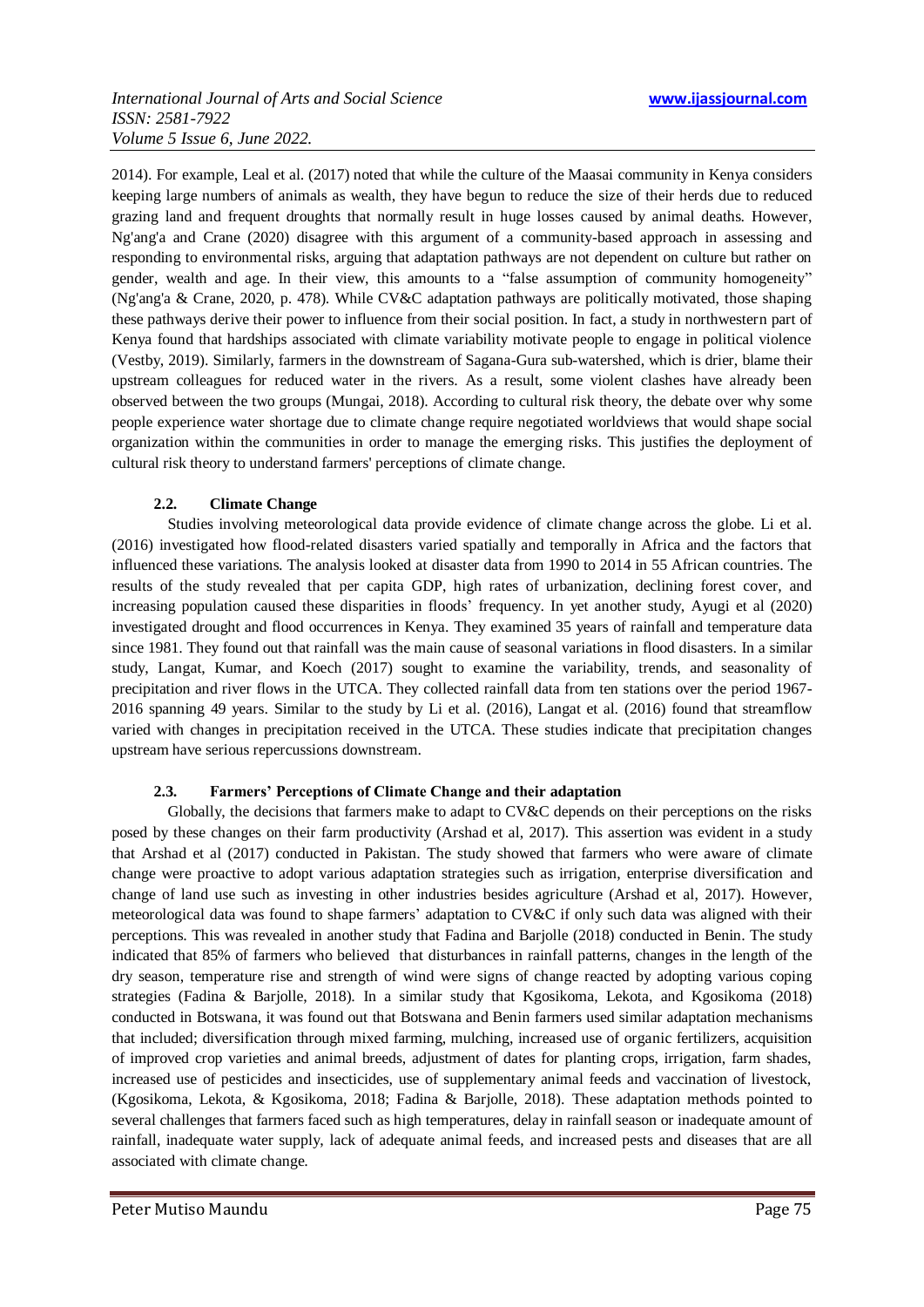2014). For example, Leal et al. (2017) noted that while the culture of the Maasai community in Kenya considers keeping large numbers of animals as wealth, they have begun to reduce the size of their herds due to reduced grazing land and frequent droughts that normally result in huge losses caused by animal deaths. However, Ng'ang'a and Crane (2020) disagree with this argument of a community-based approach in assessing and responding to environmental risks, arguing that adaptation pathways are not dependent on culture but rather on gender, wealth and age. In their view, this amounts to a "false assumption of community homogeneity" (Ng'ang'a & Crane, 2020, p. 478). While CV&C adaptation pathways are politically motivated, those shaping these pathways derive their power to influence from their social position. In fact, a study in northwestern part of Kenya found that hardships associated with climate variability motivate people to engage in political violence (Vestby, 2019). Similarly, farmers in the downstream of Sagana-Gura sub-watershed, which is drier, blame their upstream colleagues for reduced water in the rivers. As a result, some violent clashes have already been observed between the two groups (Mungai, 2018). According to cultural risk theory, the debate over why some people experience water shortage due to climate change require negotiated worldviews that would shape social organization within the communities in order to manage the emerging risks. This justifies the deployment of cultural risk theory to understand farmers' perceptions of climate change.

### 2.2. Climate Change

Studies involving meteorological data provide evidence of climate change across the globe. Li et al. (2016) investigated how flood-related disasters varied spatially and temporally in Africa and the factors that influenced these variations. The analysis looked at disaster data from 1990 to 2014 in 55 African countries. The results of the study revealed that per capita GDP, high rates of urbanization, declining forest cover, and increasing population caused these disparities in floods' frequency. In yet another study, Ayugi et al (2020) investigated drought and flood occurrences in Kenya. They examined 35 years of rainfall and temperature data since 1981. They found out that rainfall was the main cause of seasonal variations in flood disasters. In a similar study, Langat, Kumar, and Koech (2017) sought to examine the variability, trends, and seasonality of precipitation and river flows in the UTCA. They collected rainfall data from ten stations over the period 1967-2016 spanning 49 years. Similar to the study by Li et al. (2016), Langat et al. (2016) found that streamflow varied with changes in precipitation received in the UTCA. These studies indicate that precipitation changes upstream have serious repercussions downstream.

### 2.3. Farmers' Perceptions of Climate Change and their adaptation

Globally, the decisions that farmers make to adapt to CV&C depends on their perceptions on the risks posed by these changes on their farm productivity (Arshad et al, 2017). This assertion was evident in a study that Arshad et al (2017) conducted in Pakistan. The study showed that farmers who were aware of climate change were proactive to adopt various adaptation strategies such as irrigation, enterprise diversification and change of land use such as investing in other industries besides agriculture (Arshad et al, 2017). However, meteorological data was found to shape farmers' adaptation to CV&C if only such data was aligned with their perceptions. This was revealed in another study that Fadina and Barjolle (2018) conducted in Benin. The study indicated that 85% of farmers who believed that disturbances in rainfall patterns, changes in the length of the dry season, temperature rise and strength of wind were signs of change reacted by adopting various coping strategies (Fadina & Barjolle, 2018). In a similar study that Kgosikoma, Lekota, and Kgosikoma (2018) conducted in Botswana, it was found out that Botswana and Benin farmers used similar adaptation mechanisms that included; diversification through mixed farming, mulching, increased use of organic fertilizers, acquisition of improved crop varieties and animal breeds, adjustment of dates for planting crops, irrigation, farm shades, increased use of pesticides and insecticides, use of supplementary animal feeds and vaccination of livestock, (Kgosikoma, Lekota, & Kgosikoma, 2018; Fadina & Barjolle, 2018). These adaptation methods pointed to several challenges that farmers faced such as high temperatures, delay in rainfall season or inadequate amount of rainfall, inadequate water supply, lack of adequate animal feeds, and increased pests and diseases that are all associated with climate change.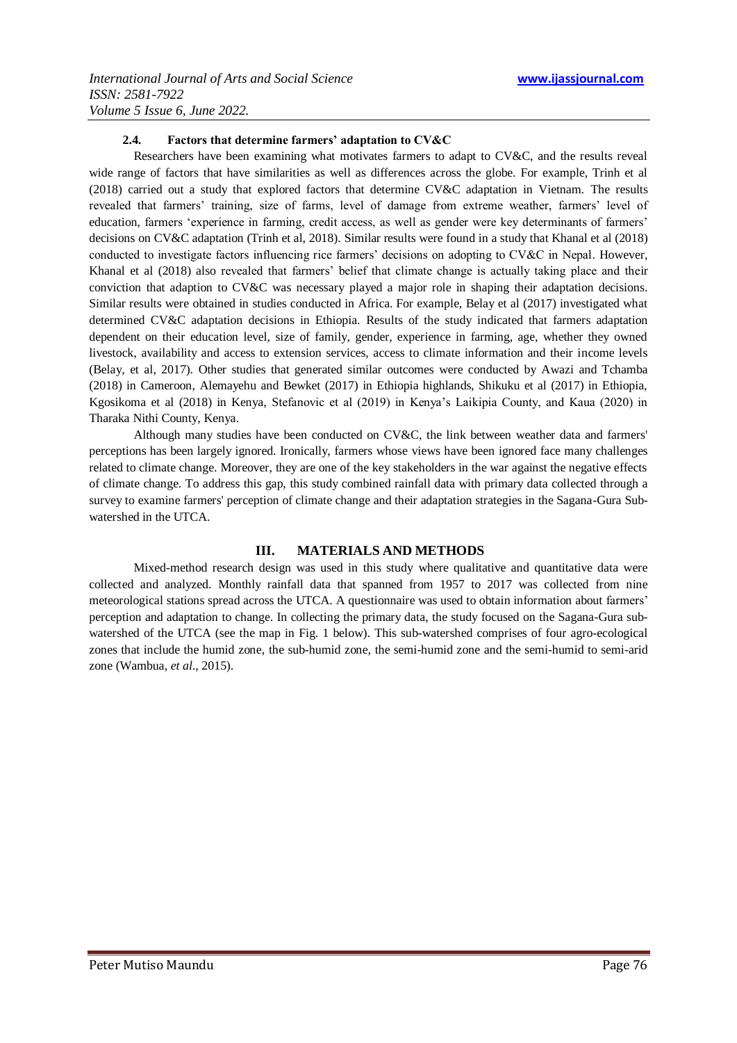### 2.4. Factors that determine farmers' adaptation to CV&C

Researchers have been examining what motivates farmers to adapt to CV&C, and the results reveal wide range of factors that have similarities as well as differences across the globe. For example, Trinh et al (2018) carried out a study that explored factors that determine CV&C adaptation in Vietnam. The results revealed that farmers' training, size of farms, level of damage from extreme weather, farmers' level of education, farmers 'experience in farming, credit access, as well as gender were key determinants of farmers' decisions on CV&C adaptation (Trinh et al, 2018). Similar results were found in a study that Khanal et al (2018) conducted to investigate factors influencing rice farmers' decisions on adopting to CV&C in Nepal. However, Khanal et al (2018) also revealed that farmers' belief that climate change is actually taking place and their conviction that adaption to CV&C was necessary played a major role in shaping their adaptation decisions. Similar results were obtained in studies conducted in Africa. For example, Belay et al (2017) investigated what determined CV&C adaptation decisions in Ethiopia. Results of the study indicated that farmers adaptation dependent on their education level, size of family, gender, experience in farming, age, whether they owned livestock, availability and access to extension services, access to climate information and their income levels (Belay, et al, 2017). Other studies that generated similar outcomes were conducted by Awazi and Tchamba (2018) in Cameroon, Alemayehu and Bewket (2017) in Ethiopia highlands, Shikuku et al (2017) in Ethiopia, Kgosikoma et al (2018) in Kenya, Stefanovic et al (2019) in Kenya's Laikipia County, and Kaua (2020) in Tharaka Nithi County, Kenya.

Although many studies have been conducted on CV&C, the link between weather data and farmers' perceptions has been largely ignored. Ironically, farmers whose views have been ignored face many challenges related to climate change. Moreover, they are one of the key stakeholders in the war against the negative effects of climate change. To address this gap, this study combined rainfall data with primary data collected through a survey to examine farmers' perception of climate change and their adaptation strategies in the Sagana-Gura Sub-watershed in the UTCA.

## III. MATERIALS AND METHODS

Mixed-method research design was used in this study where qualitative and quantitative data were collected and analyzed. Monthly rainfall data that spanned from 1957 to 2017 was collected from nine meteorological stations spread across the UTCA. A questionnaire was used to obtain information about farmers' perception and adaptation to change. In collecting the primary data, the study focused on the Sagana-Gura sub-watershed of the UTCA (see the map in Fig. 1 below). This sub-watershed comprises of four agro-ecological zones that include the humid zone, the sub-humid zone, the semi-humid zone and the semi-humid to semi-arid zone (Wambua, *et al*., 2015).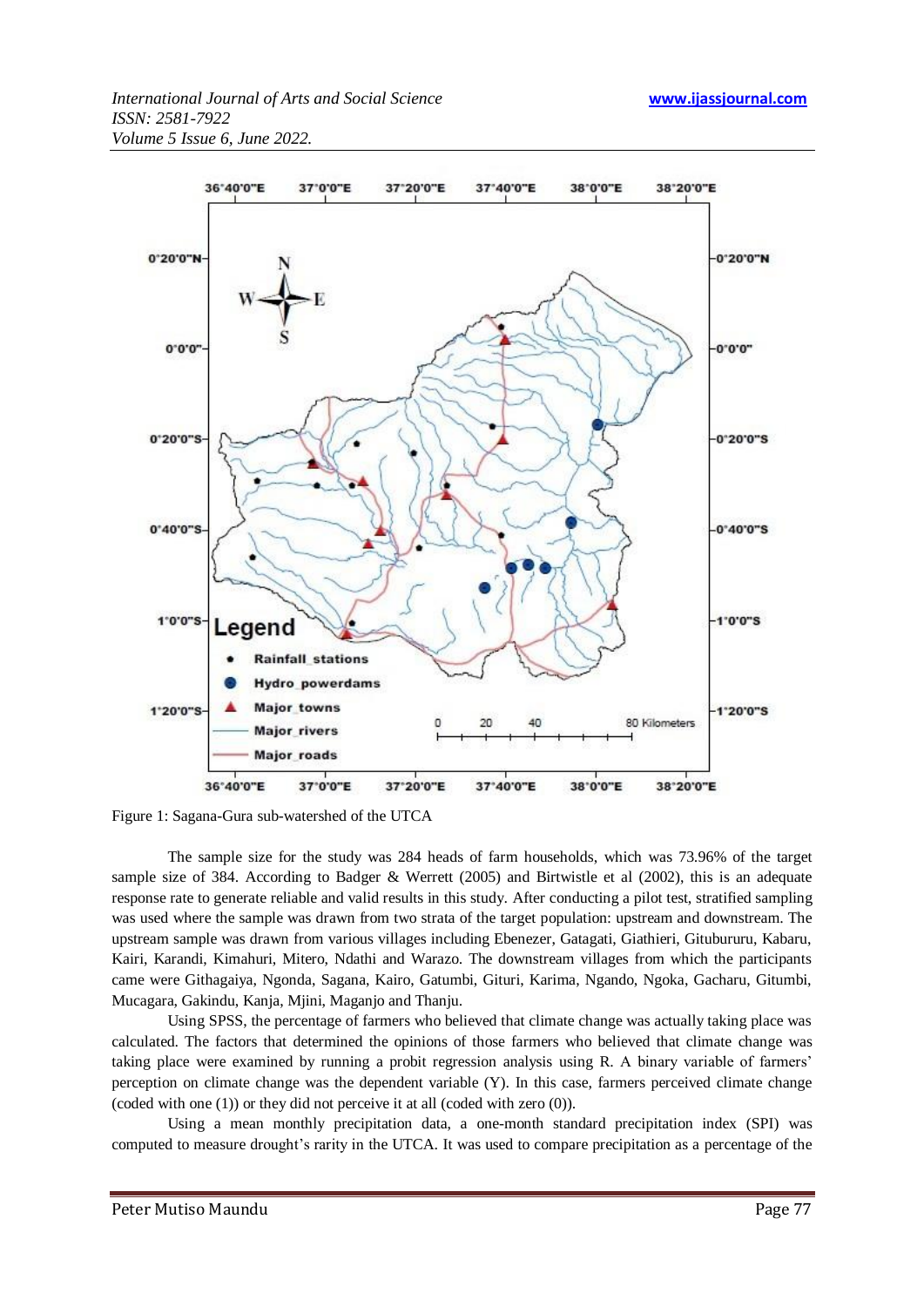Figure 1: Sagana-Gura sub-watershed of the UTCA

The sample size for the study was 284 heads of farm households, which was 73.96% of the target sample size of 384. According to Badger & Werrett (2005) and Birtwistle et al (2002), this is an adequate response rate to generate reliable and valid results in this study. After conducting a pilot test, stratified sampling was used where the sample was drawn from two strata of the target population: upstream and downstream. The upstream sample was drawn from various villages including Ebenezer, Gatagati, Giathieri, Gituburururu, Kabaru, Kairi, Karandi, Kimahuri, Mitero, Ndathi and Warazo. The downstream villages from which the participants came were Githagaiya, Ngonda, Sagana, Kairo, Gatumbi, Gituri, Karima, Ngando, Ngoka, Gacharu, Gitumbi, Mucagara, Gakindu, Kanja, Mjini, Maganjo and Thanju.

Using SPSS, the percentage of farmers who believed that climate change was actually taking place was calculated. The factors that determined the opinions of those farmers who believed that climate change was taking place were examined by running a probit regression analysis using R. A binary variable of farmers' perception on climate change was the dependent variable (Y). In this case, farmers perceived climate change (coded with one (1)) or they did not perceive it at all (coded with zero (0)).

Using a mean monthly precipitation data, a one-month standard precipitation index (SPI) was computed to measure drought's rarity in the UTCA. It was used to compare precipitation as a percentage of the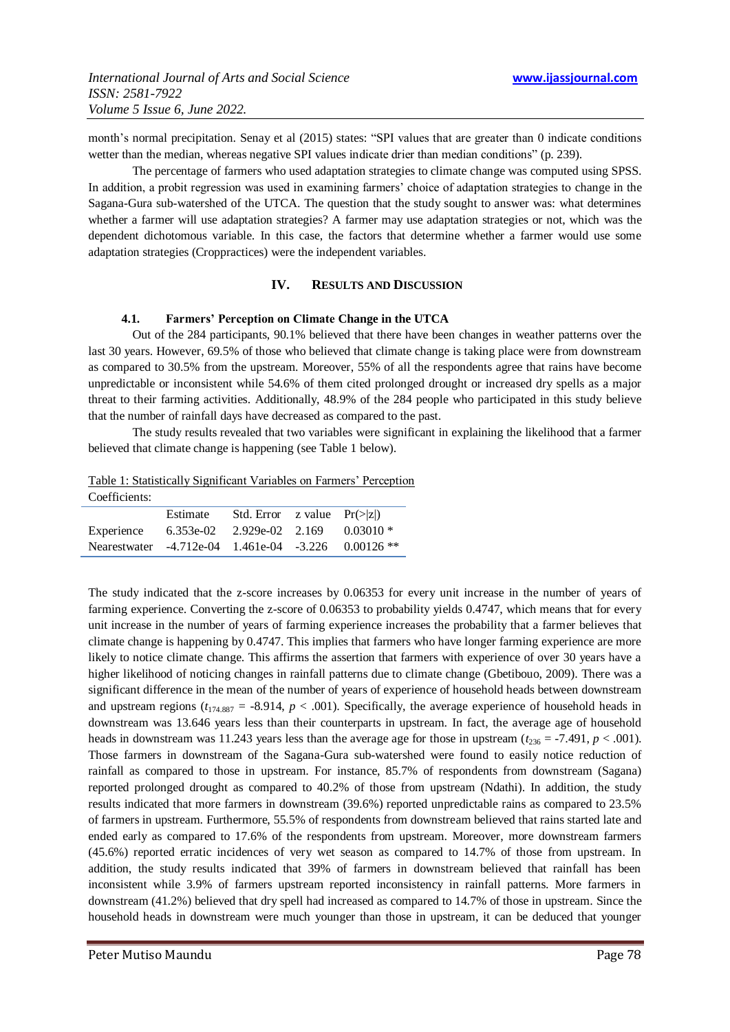month's normal precipitation. Senay et al (2015) states: "SPI values that are greater than 0 indicate conditions wetter than the median, whereas negative SPI values indicate drier than median conditions" (p. 239).

The percentage of farmers who used adaptation strategies to climate change was computed using SPSS. In addition, a probit regression was used in examining farmers' choice of adaptation strategies to change in the Sagana-Gura sub-watershed of the UTCA. The question that the study sought to answer was: what determines whether a farmer will use adaptation strategies? A farmer may use adaptation strategies or not, which was the dependent dichotomous variable. In this case, the factors that determine whether a farmer would use some adaptation strategies (Croppractices) were the independent variables.

## IV. Results and Discussion

### 4.1. Farmers' Perception on Climate Change in the UTCA

Out of the 284 participants, 90.1% believed that there have been changes in weather patterns over the last 30 years. However, 69.5% of those who believed that climate change is taking place were from downstream as compared to 30.5% from the upstream. Moreover, 55% of all the respondents agree that rains have become unpredictable or inconsistent while 54.6% of them cited prolonged drought or increased dry spells as a major threat to their farming activities. Additionally, 48.9% of the 284 people who participated in this study believe that the number of rainfall days have decreased as compared to the past.

The study results revealed that two variables were significant in explaining the likelihood that a farmer believed that climate change is happening (see Table 1 below).

Table 1: Statistically Significant Variables on Farmers' Perception

Coefficients:

| | Estimate | Std. Error | z value | Pr(>\|z\|) |
|---|---|---|---|---|
| Experience | 6.353e-02 | 2.929e-02 | 2.169 | 0.03010 * |
| Nearestwater | -4.712e-04 | 1.461e-04 | -3.226 | 0.00126 ** |

The study indicated that the z-score increases by 0.06353 for every unit increase in the number of years of farming experience. Converting the z-score of 0.06353 to probability yields 0.4747, which means that for every unit increase in the number of years of farming experience increases the probability that a farmer believes that climate change is happening by 0.4747. This implies that farmers who have longer farming experience are more likely to notice climate change. This affirms the assertion that farmers with experience of over 30 years have a higher likelihood of noticing changes in rainfall patterns due to climate change (Gbetibouo, 2009). There was a significant difference in the mean of the number of years of experience of household heads between downstream and upstream regions ($t_{174.887} = -8.914$, $p < .001$). Specifically, the average experience of household heads in downstream was 13.646 years less than their counterparts in upstream. In fact, the average age of household heads in downstream was 11.243 years less than the average age for those in upstream ($t_{236} = -7.491$, $p < .001$). Those farmers in downstream of the Sagana-Gura sub-watershed were found to easily notice reduction of rainfall as compared to those in upstream. For instance, 85.7% of respondents from downstream (Sagana) reported prolonged drought as compared to 40.2% of those from upstream (Ndathi). In addition, the study results indicated that more farmers in downstream (39.6%) reported unpredictable rains as compared to 23.5% of farmers in upstream. Furthermore, 55.5% of respondents from downstream believed that rains started late and ended early as compared to 17.6% of the respondents from upstream. Moreover, more downstream farmers (45.6%) reported erratic incidences of very wet season as compared to 14.7% of those from upstream. In addition, the study results indicated that 39% of farmers in downstream believed that rainfall has been inconsistent while 3.9% of farmers upstream reported inconsistency in rainfall patterns. More farmers in downstream (41.2%) believed that dry spell had increased as compared to 14.7% of those in upstream. Since the household heads in downstream were much younger than those in upstream, it can be deduced that younger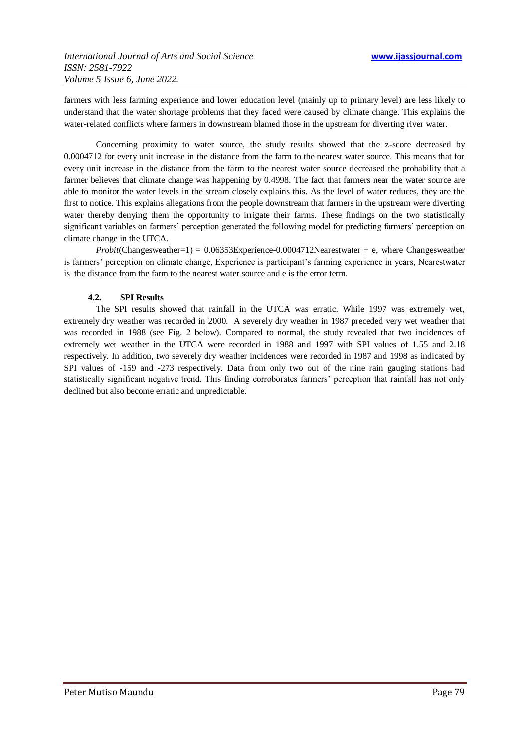farmers with less farming experience and lower education level (mainly up to primary level) are less likely to understand that the water shortage problems that they faced were caused by climate change. This explains the water-related conflicts where farmers in downstream blamed those in the upstream for diverting river water.

Concerning proximity to water source, the study results showed that the z-score decreased by 0.0004712 for every unit increase in the distance from the farm to the nearest water source. This means that for every unit increase in the distance from the farm to the nearest water source decreased the probability that a farmer believes that climate change was happening by 0.4998. The fact that farmers near the water source are able to monitor the water levels in the stream closely explains this. As the level of water reduces, they are the first to notice. This explains allegations from the people downstream that farmers in the upstream were diverting water thereby denying them the opportunity to irrigate their farms. These findings on the two statistically significant variables on farmers' perception generated the following model for predicting farmers' perception on climate change in the UTCA.

*Probit*(Changesweather=1) = 0.06353Experience-0.0004712Nearestwater + e, where Changesweather is farmers' perception on climate change, Experience is participant's farming experience in years, Nearestwater is the distance from the farm to the nearest water source and e is the error term.

### 4.2. SPI Results

The SPI results showed that rainfall in the UTCA was erratic. While 1997 was extremely wet, extremely dry weather was recorded in 2000. A severely dry weather in 1987 preceded very wet weather that was recorded in 1988 (see Fig. 2 below). Compared to normal, the study revealed that two incidences of extremely wet weather in the UTCA were recorded in 1988 and 1997 with SPI values of 1.55 and 2.18 respectively. In addition, two severely dry weather incidences were recorded in 1987 and 1998 as indicated by SPI values of -159 and -273 respectively. Data from only two out of the nine rain gauging stations had statistically significant negative trend. This finding corroborates farmers' perception that rainfall has not only declined but also become erratic and unpredictable.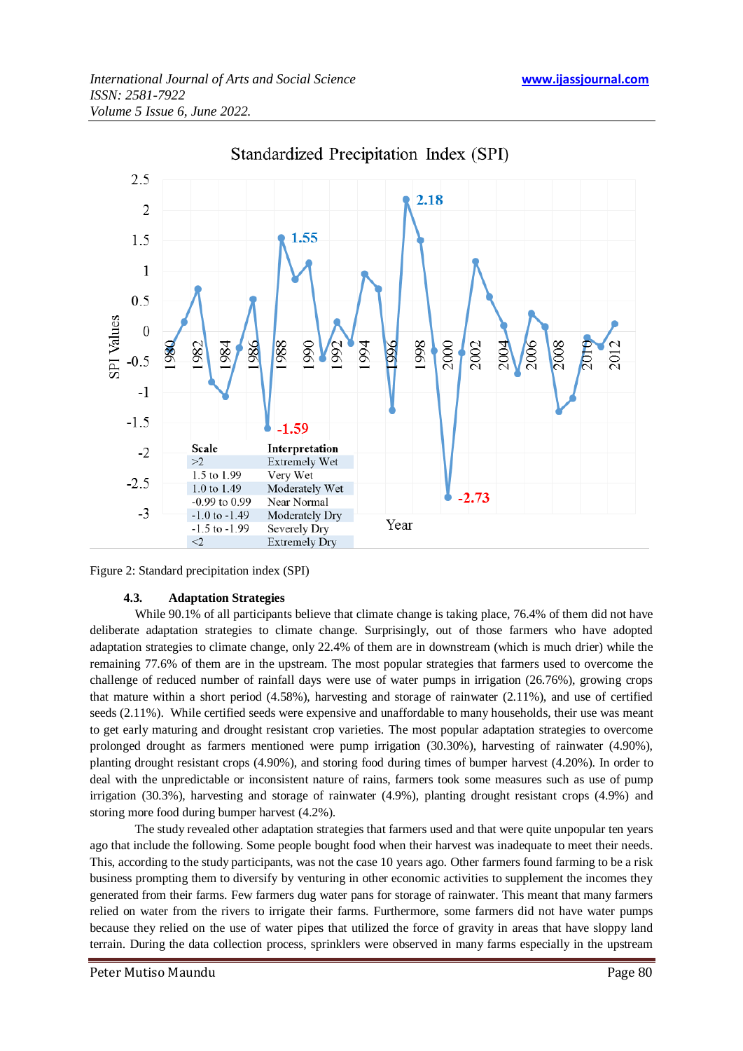Standardized Precipitation Index (SPI)

| Scale | Interpretation |
|---|---|
| >2 | Extremely Wet |
| 1.5 to 1.99 | Very Wet |
| 1.0 to 1.49 | Moderately Wet |
| -0.99 to 0.99 | Near Normal |
| -1.0 to -1.49 | Moderately Dry |
| -1.5 to -1.99 | Severely Dry |
| <2 | Extremely Dry |

Figure 2: Standard precipitation index (SPI)

### 4.3. Adaptation Strategies

While 90.1% of all participants believe that climate change is taking place, 76.4% of them did not have deliberate adaptation strategies to climate change. Surprisingly, out of those farmers who have adopted adaptation strategies to climate change, only 22.4% of them are in downstream (which is much drier) while the remaining 77.6% of them are in the upstream. The most popular strategies that farmers used to overcome the challenge of reduced number of rainfall days were use of water pumps in irrigation (26.76%), growing crops that mature within a short period (4.58%), harvesting and storage of rainwater (2.11%), and use of certified seeds (2.11%). While certified seeds were expensive and unaffordable to many households, their use was meant to get early maturing and drought resistant crop varieties. The most popular adaptation strategies to overcome prolonged drought as farmers mentioned were pump irrigation (30.30%), harvesting of rainwater (4.90%), planting drought resistant crops (4.90%), and storing food during times of bumper harvest (4.20%). In order to deal with the unpredictable or inconsistent nature of rains, farmers took some measures such as use of pump irrigation (30.3%), harvesting and storage of rainwater (4.9%), planting drought resistant crops (4.9%) and storing more food during bumper harvest (4.2%).

The study revealed other adaptation strategies that farmers used and that were quite unpopular ten years ago that include the following. Some people bought food when their harvest was inadequate to meet their needs. This, according to the study participants, was not the case 10 years ago. Other farmers found farming to be a risk business prompting them to diversify by venturing in other economic activities to supplement the incomes they generated from their farms. Few farmers dug water pans for storage of rainwater. This meant that many farmers relied on water from the rivers to irrigate their farms. Furthermore, some farmers did not have water pumps because they relied on the use of water pipes that utilized the force of gravity in areas that have sloppy land terrain. During the data collection process, sprinklers were observed in many farms especially in the upstream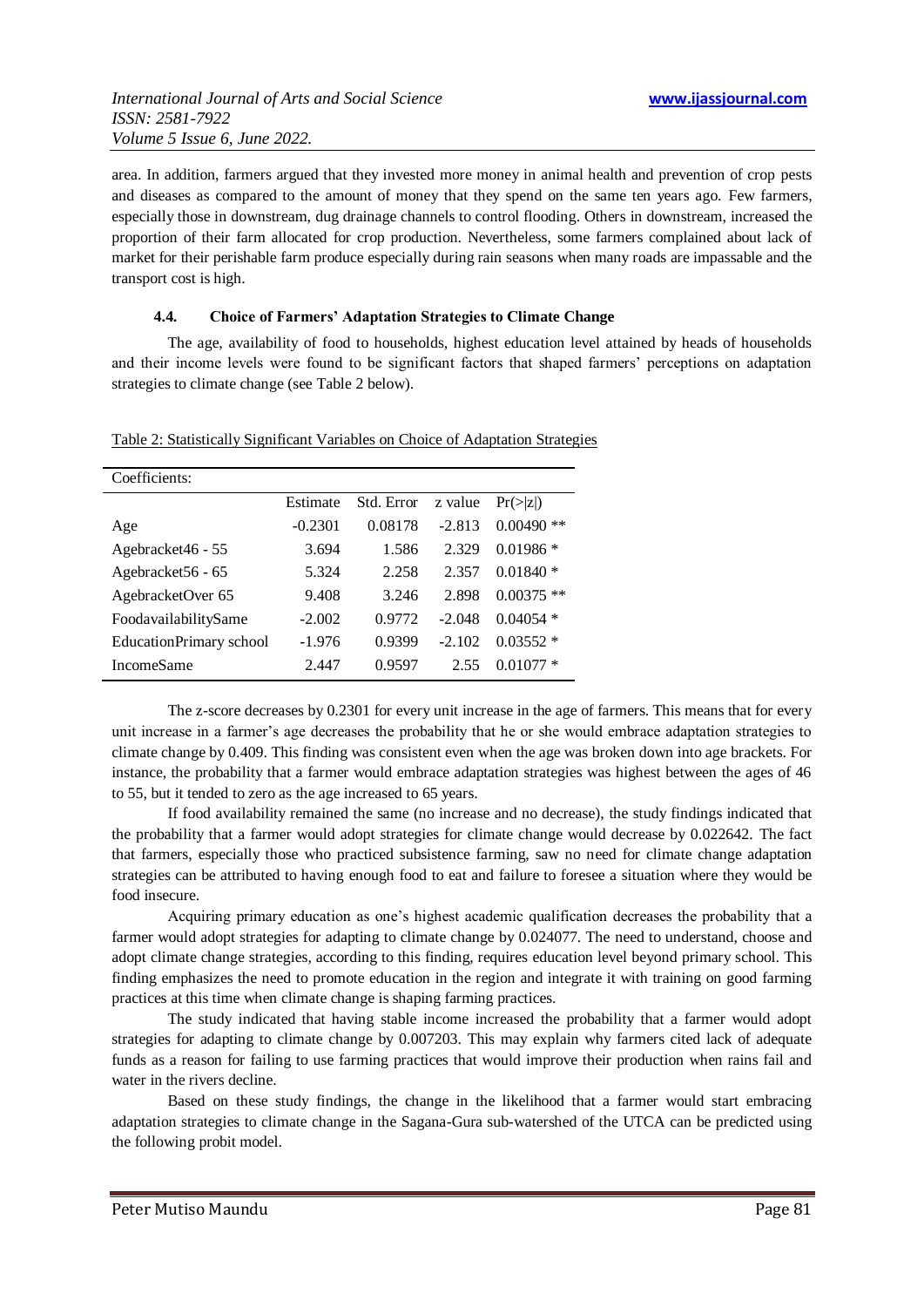area. In addition, farmers argued that they invested more money in animal health and prevention of crop pests and diseases as compared to the amount of money that they spend on the same ten years ago. Few farmers, especially those in downstream, dug drainage channels to control flooding. Others in downstream, increased the proportion of their farm allocated for crop production. Nevertheless, some farmers complained about lack of market for their perishable farm produce especially during rain seasons when many roads are impassable and the transport cost is high.

### 4.4. Choice of Farmers' Adaptation Strategies to Climate Change

The age, availability of food to households, highest education level attained by heads of households and their income levels were found to be significant factors that shaped farmers' perceptions on adaptation strategies to climate change (see Table 2 below).

Table 2: Statistically Significant Variables on Choice of Adaptation Strategies

| Coefficients: | | | | |
|---|---|---|---|---|
| | Estimate | Std. Error | z value | Pr(>\|z\|) |
| Age | -0.2301 | 0.08178 | -2.813 | 0.00490 ** |
| Agebracket46 - 55 | 3.694 | 1.586 | 2.329 | 0.01986 * |
| Agebracket56 - 65 | 5.324 | 2.258 | 2.357 | 0.01840 * |
| AgebracketOver 65 | 9.408 | 3.246 | 2.898 | 0.00375 ** |
| FoodavailabilitySame | -2.002 | 0.9772 | -2.048 | 0.04054 * |
| EducationPrimary school | -1.976 | 0.9399 | -2.102 | 0.03552 * |
| IncomeSame | 2.447 | 0.9597 | 2.55 | 0.01077 * |

The z-score decreases by 0.2301 for every unit increase in the age of farmers. This means that for every unit increase in a farmer's age decreases the probability that he or she would embrace adaptation strategies to climate change by 0.409. This finding was consistent even when the age was broken down into age brackets. For instance, the probability that a farmer would embrace adaptation strategies was highest between the ages of 46 to 55, but it tended to zero as the age increased to 65 years.

If food availability remained the same (no increase and no decrease), the study findings indicated that the probability that a farmer would adopt strategies for climate change would decrease by 0.022642. The fact that farmers, especially those who practiced subsistence farming, saw no need for climate change adaptation strategies can be attributed to having enough food to eat and failure to foresee a situation where they would be food insecure.

Acquiring primary education as one's highest academic qualification decreases the probability that a farmer would adopt strategies for adapting to climate change by 0.024077. The need to understand, choose and adopt climate change strategies, according to this finding, requires education level beyond primary school. This finding emphasizes the need to promote education in the region and integrate it with training on good farming practices at this time when climate change is shaping farming practices.

The study indicated that having stable income increased the probability that a farmer would adopt strategies for adapting to climate change by 0.007203. This may explain why farmers cited lack of adequate funds as a reason for failing to use farming practices that would improve their production when rains fail and water in the rivers decline.

Based on these study findings, the change in the likelihood that a farmer would start embracing adaptation strategies to climate change in the Sagana-Gura sub-watershed of the UTCA can be predicted using the following probit model.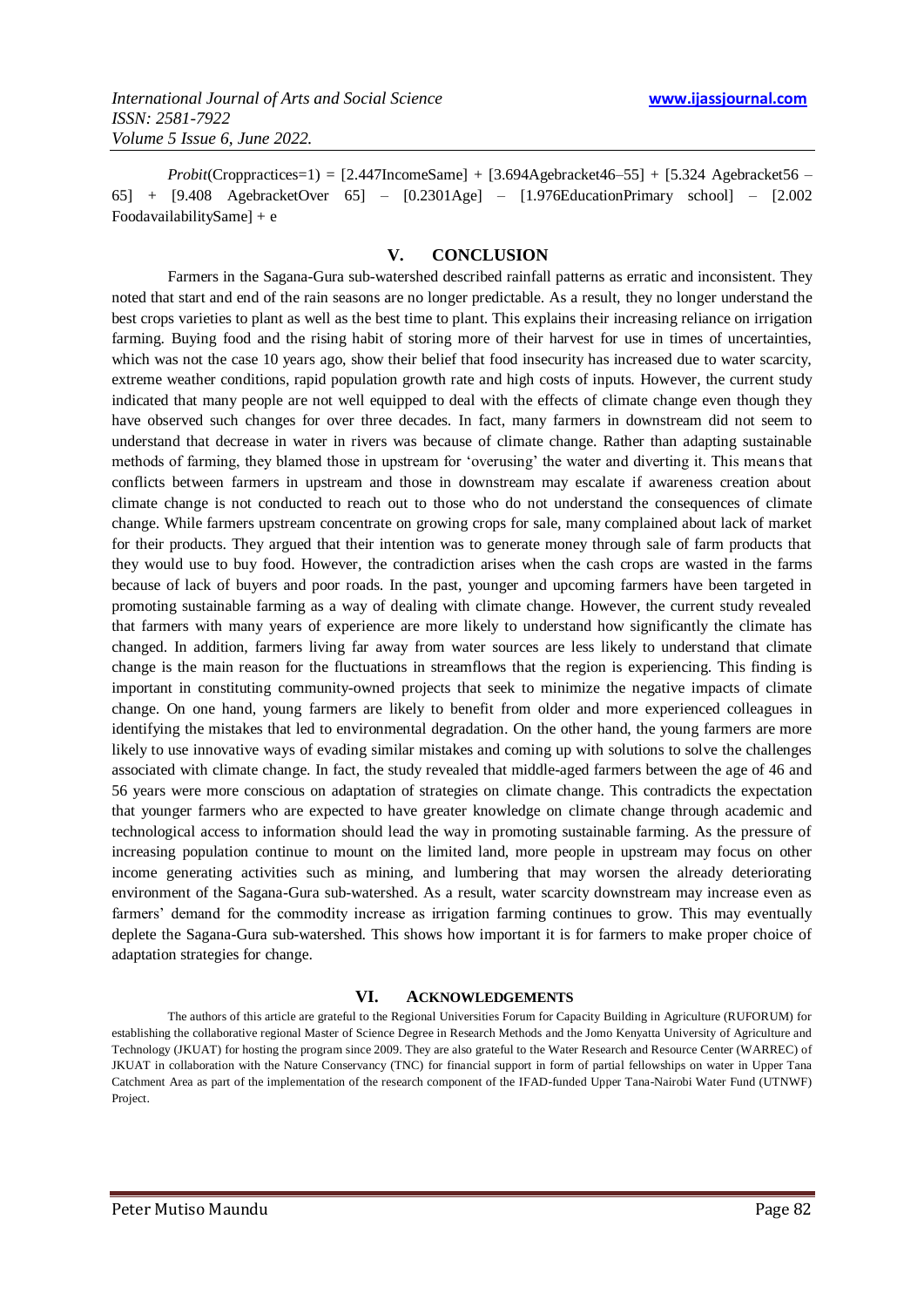*Probit*(Croppractices=1) = [2.447IncomeSame] + [3.694Agebracket46–55] + [5.324 Agebracket56 – 65] + [9.408 AgebracketOver 65] – [0.2301Age] – [1.976EducationPrimary school] – [2.002 FoodavailabilitySame] + e

## V. CONCLUSION

Farmers in the Sagana-Gura sub-watershed described rainfall patterns as erratic and inconsistent. They noted that start and end of the rain seasons are no longer predictable. As a result, they no longer understand the best crops varieties to plant as well as the best time to plant. This explains their increasing reliance on irrigation farming. Buying food and the rising habit of storing more of their harvest for use in times of uncertainties, which was not the case 10 years ago, show their belief that food insecurity has increased due to water scarcity, extreme weather conditions, rapid population growth rate and high costs of inputs. However, the current study indicated that many people are not well equipped to deal with the effects of climate change even though they have observed such changes for over three decades. In fact, many farmers in downstream did not seem to understand that decrease in water in rivers was because of climate change. Rather than adapting sustainable methods of farming, they blamed those in upstream for 'overusing' the water and diverting it. This means that conflicts between farmers in upstream and those in downstream may escalate if awareness creation about climate change is not conducted to reach out to those who do not understand the consequences of climate change. While farmers upstream concentrate on growing crops for sale, many complained about lack of market for their products. They argued that their intention was to generate money through sale of farm products that they would use to buy food. However, the contradiction arises when the cash crops are wasted in the farms because of lack of buyers and poor roads. In the past, younger and upcoming farmers have been targeted in promoting sustainable farming as a way of dealing with climate change. However, the current study revealed that farmers with many years of experience are more likely to understand how significantly the climate has changed. In addition, farmers living far away from water sources are less likely to understand that climate change is the main reason for the fluctuations in streamflows that the region is experiencing. This finding is important in constituting community-owned projects that seek to minimize the negative impacts of climate change. On one hand, young farmers are likely to benefit from older and more experienced colleagues in identifying the mistakes that led to environmental degradation. On the other hand, the young farmers are more likely to use innovative ways of evading similar mistakes and coming up with solutions to solve the challenges associated with climate change. In fact, the study revealed that middle-aged farmers between the age of 46 and 56 years were more conscious on adaptation of strategies on climate change. This contradicts the expectation that younger farmers who are expected to have greater knowledge on climate change through academic and technological access to information should lead the way in promoting sustainable farming. As the pressure of increasing population continue to mount on the limited land, more people in upstream may focus on other income generating activities such as mining, and lumbering that may worsen the already deteriorating environment of the Sagana-Gura sub-watershed. As a result, water scarcity downstream may increase even as farmers' demand for the commodity increase as irrigation farming continues to grow. This may eventually deplete the Sagana-Gura sub-watershed. This shows how important it is for farmers to make proper choice of adaptation strategies for change.

## VI. ACKNOWLEDGEMENTS

The authors of this article are grateful to the Regional Universities Forum for Capacity Building in Agriculture (RUFORUM) for establishing the collaborative regional Master of Science Degree in Research Methods and the Jomo Kenyatta University of Agriculture and Technology (JKUAT) for hosting the program since 2009. They are also grateful to the Water Research and Resource Center (WARREC) of JKUAT in collaboration with the Nature Conservancy (TNC) for financial support in form of partial fellowships on water in Upper Tana Catchment Area as part of the implementation of the research component of the IFAD-funded Upper Tana-Nairobi Water Fund (UTNWF) Project.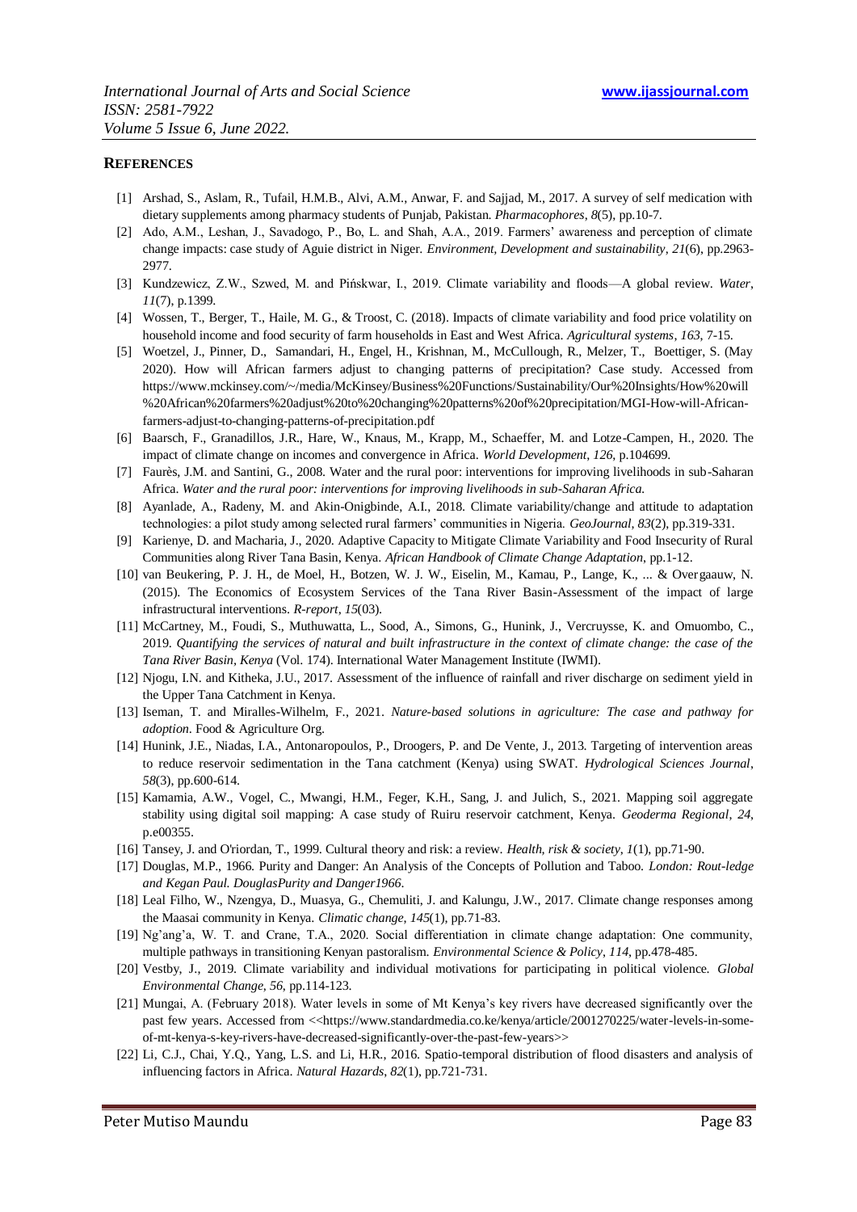## REFERENCES

[1] Arshad, S., Aslam, R., Tufail, H.M.B., Alvi, A.M., Anwar, F. and Sajjad, M., 2017. A survey of self medication with dietary supplements among pharmacy students of Punjab, Pakistan. *Pharmacophores*, *8*(5), pp.10-7.

[2] Ado, A.M., Leshan, J., Savadogo, P., Bo, L. and Shah, A.A., 2019. Farmers' awareness and perception of climate change impacts: case study of Aguie district in Niger. *Environment, Development and sustainability*, *21*(6), pp.2963-2977.

[3] Kundzewicz, Z.W., Szwed, M. and Pińskwar, I., 2019. Climate variability and floods—A global review. *Water*, *11*(7), p.1399.

[4] Wossen, T., Berger, T., Haile, M. G., & Troost, C. (2018). Impacts of climate variability and food price volatility on household income and food security of farm households in East and West Africa. *Agricultural systems*, *163*, 7-15.

[5] Woetzel, J., Pinner, D., Samandari, H., Engel, H., Krishnan, M., McCullough, R., Melzer, T., Boettiger, S. (May 2020). How will African farmers adjust to changing patterns of precipitation? Case study. Accessed from https://www.mckinsey.com/~/media/McKinsey/Business%20Functions/Sustainability/Our%20Insights/How%20will%20African%20farmers%20adjust%20to%20changing%20patterns%20of%20precipitation/MGI-How-will-African-farmers-adjust-to-changing-patterns-of-precipitation.pdf

[6] Baarsch, F., Granadillos, J.R., Hare, W., Knaus, M., Krapp, M., Schaeffer, M. and Lotze-Campen, H., 2020. The impact of climate change on incomes and convergence in Africa. *World Development*, *126*, p.104699.

[7] Faurès, J.M. and Santini, G., 2008. Water and the rural poor: interventions for improving livelihoods in sub-Saharan Africa. *Water and the rural poor: interventions for improving livelihoods in sub-Saharan Africa.*

[8] Ayanlade, A., Radeny, M. and Akin-Onigbinde, A.I., 2018. Climate variability/change and attitude to adaptation technologies: a pilot study among selected rural farmers' communities in Nigeria. *GeoJournal*, *83*(2), pp.319-331.

[9] Karienye, D. and Macharia, J., 2020. Adaptive Capacity to Mitigate Climate Variability and Food Insecurity of Rural Communities along River Tana Basin, Kenya. *African Handbook of Climate Change Adaptation*, pp.1-12.

[10] van Beukering, P. J. H., de Moel, H., Botzen, W. J. W., Eiselin, M., Kamau, P., Lange, K., ... & Overgaauw, N. (2015). The Economics of Ecosystem Services of the Tana River Basin-Assessment of the impact of large infrastructural interventions. *R-report*, *15*(03).

[11] McCartney, M., Foudi, S., Muthuwatta, L., Sood, A., Simons, G., Hunink, J., Vercruysse, K. and Omuombo, C., 2019. *Quantifying the services of natural and built infrastructure in the context of climate change: the case of the Tana River Basin, Kenya* (Vol. 174). International Water Management Institute (IWMI).

[12] Njogu, I.N. and Kitheka, J.U., 2017. Assessment of the influence of rainfall and river discharge on sediment yield in the Upper Tana Catchment in Kenya.

[13] Iseman, T. and Miralles-Wilhelm, F., 2021. *Nature-based solutions in agriculture: The case and pathway for adoption*. Food & Agriculture Org.

[14] Hunink, J.E., Niadas, I.A., Antonaropoulos, P., Droogers, P. and De Vente, J., 2013. Targeting of intervention areas to reduce reservoir sedimentation in the Tana catchment (Kenya) using SWAT. *Hydrological Sciences Journal*, *58*(3), pp.600-614.

[15] Kamamia, A.W., Vogel, C., Mwangi, H.M., Feger, K.H., Sang, J. and Julich, S., 2021. Mapping soil aggregate stability using digital soil mapping: A case study of Ruiru reservoir catchment, Kenya. *Geoderma Regional*, *24*, p.e00355.

[16] Tansey, J. and O'riordan, T., 1999. Cultural theory and risk: a review. *Health, risk & society*, *1*(1), pp.71-90.

[17] Douglas, M.P., 1966. Purity and Danger: An Analysis of the Concepts of Pollution and Taboo. *London: Rout-ledge and Kegan Paul. DouglasPurity and Danger1966*.

[18] Leal Filho, W., Nzengya, D., Muasya, G., Chemuliti, J. and Kalungu, J.W., 2017. Climate change responses among the Maasai community in Kenya. *Climatic change*, *145*(1), pp.71-83.

[19] Ng'ang'a, W. T. and Crane, T.A., 2020. Social differentiation in climate change adaptation: One community, multiple pathways in transitioning Kenyan pastoralism. *Environmental Science & Policy*, *114*, pp.478-485.

[20] Vestby, J., 2019. Climate variability and individual motivations for participating in political violence. *Global Environmental Change*, *56*, pp.114-123.

[21] Mungai, A. (February 2018). Water levels in some of Mt Kenya's key rivers have decreased significantly over the past few years. Accessed from <<https://www.standardmedia.co.ke/kenya/article/2001270225/water-levels-in-some-of-mt-kenya-s-key-rivers-have-decreased-significantly-over-the-past-few-years>>

[22] Li, C.J., Chai, Y.Q., Yang, L.S. and Li, H.R., 2016. Spatio-temporal distribution of flood disasters and analysis of influencing factors in Africa. *Natural Hazards*, *82*(1), pp.721-731.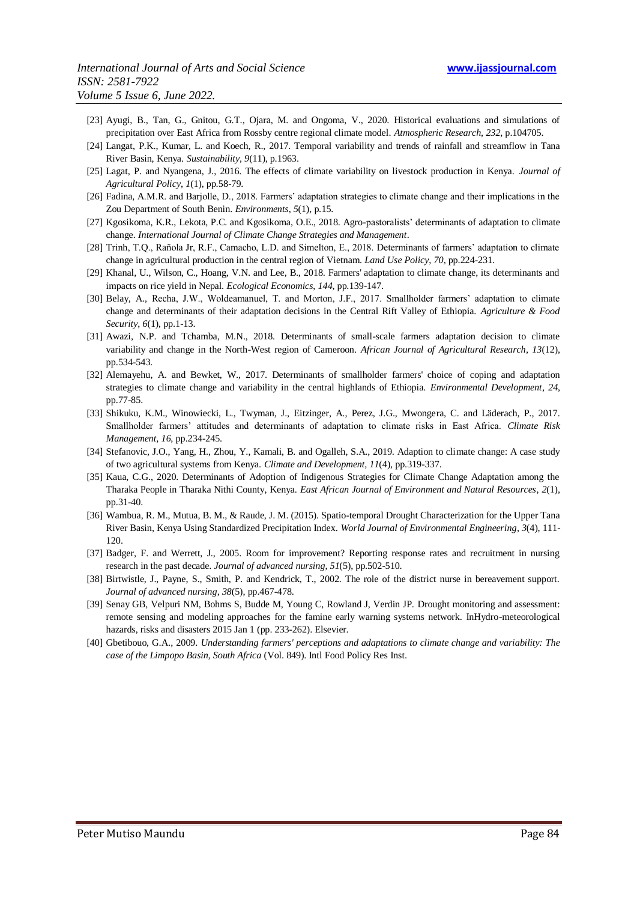[23] Ayugi, B., Tan, G., Gnitou, G.T., Ojara, M. and Ongoma, V., 2020. Historical evaluations and simulations of precipitation over East Africa from Rossby centre regional climate model. *Atmospheric Research*, *232*, p.104705.

[24] Langat, P.K., Kumar, L. and Koech, R., 2017. Temporal variability and trends of rainfall and streamflow in Tana River Basin, Kenya. *Sustainability*, *9*(11), p.1963.

[25] Lagat, P. and Nyangena, J., 2016. The effects of climate variability on livestock production in Kenya. *Journal of Agricultural Policy*, *1*(1), pp.58-79.

[26] Fadina, A.M.R. and Barjolle, D., 2018. Farmers' adaptation strategies to climate change and their implications in the Zou Department of South Benin. *Environments*, *5*(1), p.15.

[27] Kgosikoma, K.R., Lekota, P.C. and Kgosikoma, O.E., 2018. Agro-pastoralists' determinants of adaptation to climate change. *International Journal of Climate Change Strategies and Management*.

[28] Trinh, T.Q., Rañola Jr, R.F., Camacho, L.D. and Simelton, E., 2018. Determinants of farmers' adaptation to climate change in agricultural production in the central region of Vietnam. *Land Use Policy*, *70*, pp.224-231.

[29] Khanal, U., Wilson, C., Hoang, V.N. and Lee, B., 2018. Farmers' adaptation to climate change, its determinants and impacts on rice yield in Nepal. *Ecological Economics*, *144*, pp.139-147.

[30] Belay, A., Recha, J.W., Woldeamanuel, T. and Morton, J.F., 2017. Smallholder farmers' adaptation to climate change and determinants of their adaptation decisions in the Central Rift Valley of Ethiopia. *Agriculture & Food Security*, *6*(1), pp.1-13.

[31] Awazi, N.P. and Tchamba, M.N., 2018. Determinants of small-scale farmers adaptation decision to climate variability and change in the North-West region of Cameroon. *African Journal of Agricultural Research*, *13*(12), pp.534-543.

[32] Alemayehu, A. and Bewket, W., 2017. Determinants of smallholder farmers' choice of coping and adaptation strategies to climate change and variability in the central highlands of Ethiopia. *Environmental Development*, *24*, pp.77-85.

[33] Shikuku, K.M., Winowiecki, L., Twyman, J., Eitzinger, A., Perez, J.G., Mwongera, C. and Läderach, P., 2017. Smallholder farmers' attitudes and determinants of adaptation to climate risks in East Africa. *Climate Risk Management*, *16*, pp.234-245.

[34] Stefanovic, J.O., Yang, H., Zhou, Y., Kamali, B. and Ogalleh, S.A., 2019. Adaption to climate change: A case study of two agricultural systems from Kenya. *Climate and Development*, *11*(4), pp.319-337.

[35] Kaua, C.G., 2020. Determinants of Adoption of Indigenous Strategies for Climate Change Adaptation among the Tharaka People in Tharaka Nithi County, Kenya. *East African Journal of Environment and Natural Resources*, *2*(1), pp.31-40.

[36] Wambua, R. M., Mutua, B. M., & Raude, J. M. (2015). Spatio-temporal Drought Characterization for the Upper Tana River Basin, Kenya Using Standardized Precipitation Index. *World Journal of Environmental Engineering*, *3*(4), 111-120.

[37] Badger, F. and Werrett, J., 2005. Room for improvement? Reporting response rates and recruitment in nursing research in the past decade. *Journal of advanced nursing*, *51*(5), pp.502-510.

[38] Birtwistle, J., Payne, S., Smith, P. and Kendrick, T., 2002. The role of the district nurse in bereavement support. *Journal of advanced nursing*, *38*(5), pp.467-478.

[39] Senay GB, Velpuri NM, Bohms S, Budde M, Young C, Rowland J, Verdin JP. Drought monitoring and assessment: remote sensing and modeling approaches for the famine early warning systems network. InHydro-meteorological hazards, risks and disasters 2015 Jan 1 (pp. 233-262). Elsevier.

[40] Gbetibouo, G.A., 2009. *Understanding farmers' perceptions and adaptations to climate change and variability: The case of the Limpopo Basin, South Africa* (Vol. 849). Intl Food Policy Res Inst.